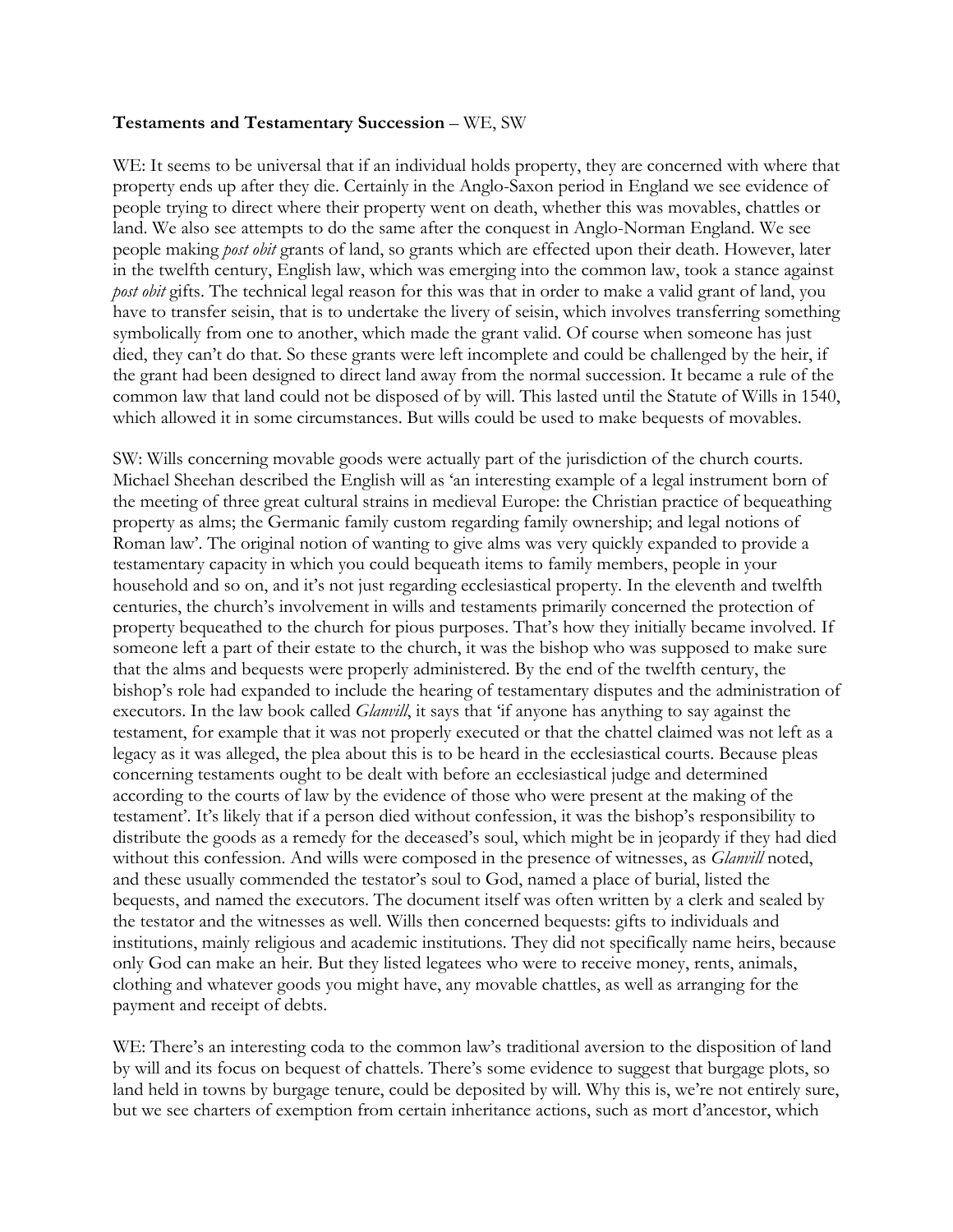**Testamentary Succession** – WE, SW

Correction to heading: 

**Testaments and Testamentary Succession** – WE, SW

WE: It seems to be universal that if an individual holds property, they are concerned with where that property ends up after they die. Certainly in the Anglo-Saxon period in England we see evidence of people trying to direct where their property went on death, whether this was movables, chattels or land. We also see attempts to do the same after the conquest in Anglo-Norman England. We see people making *post obit* grants of land, so grants which are effected upon their death. However, later in the twelfth century, English law, which was emerging into the common law, took a stance against *post obit* gifts. The technical legal reason for this was that in order to make a valid grant of land, you have to transfer seisin, that is to undertake the livery of seisin, which involves transferring something symbolically from one to another, which made the grant valid. Of course when someone has just died, they can't do that. So these grants were left incomplete and could be challenged by the heir, if the grant had been designed to direct land away from the normal succession. It became a rule of the common law that land could not be disposed of by will. This lasted until the Statute of Wills in 1540, which allowed it in some circumstances. But wills could be used to make bequests of movables.

SW: Wills concerning movable goods were actually part of the jurisdiction of the church courts. Michael Sheehan described the English will as 'an interesting example of a legal instrument born of the meeting of three great cultural strains in medieval Europe: the Christian practice of bequeathing property as alms; the Germanic family custom regarding family ownership; and legal notions of Roman law'. The original notion of wanting to give alms was very quickly expanded to provide a testamentary capacity in which you could bequeath items to family members, people in your household and so on, and it's not just regarding ecclesiastical property. In the eleventh and twelfth centuries, the church's involvement in wills and testaments primarily concerned the protection of property bequeathed to the church for pious purposes. That's how they initially became involved. If someone left a part of their estate to the church, it was the bishop who was supposed to make sure that the alms and bequests were properly administered. By the end of the twelfth century, the bishop's role had expanded to include the hearing of testamentary disputes and the administration of executors. In the law book called *Glanvill*, it says that 'if anyone has anything to say against the testament, for example that it was not properly executed or that the chattel claimed was not left as a legacy as it was alleged, the plea about this is to be heard in the ecclesiastical courts. Because pleas concerning testaments ought to be dealt with before an ecclesiastical judge and determined according to the courts of law by the evidence of those who were present at the making of the testament'. It's likely that if a person died without confession, it was the bishop's responsibility to distribute the goods as a remedy for the deceased's soul, which might be in jeopardy if they had died without this confession. And wills were composed in the presence of witnesses, as *Glanvill* noted, and these usually commended the testator's soul to God, named a place of burial, listed the bequests, and named the executors. The document itself was often written by a clerk and sealed by the testator and the witnesses as well. Wills then concerned bequests: gifts to individuals and institutions, mainly religious and academic institutions. They did not specifically name heirs, because only God can make an heir. But they listed legatees who were to receive money, rents, animals, clothing and whatever goods you might have, any movable chattels, as well as arranging for the payment and receipt of debts.

WE: There's an interesting coda to the common law's traditional aversion to the disposition of land by will and its focus on bequest of chattels. There's some evidence to suggest that burgage plots, so land held in towns by burgage tenure, could be deposited by will. Why this is, we're not entirely sure, but we see charters of exemption from certain inheritance actions, such as mort d'ancestor, which

**Testaments and Testamentary Succession** – WE, SW

WE: It seems to be universal that if an individual holds property, they are concerned with where that property ends up after they die. Certainly in the Anglo-Saxon period in England we see evidence of people trying to direct where their property went on death, whether this was movables, chattels or land. We also see attempts to do the same after the conquest in Anglo-Norman England. We see people making *post obit* grants of land, so grants which are effected upon their death. However, later in the twelfth century, English law, which was emerging into the common law, took a stance against *post obit* gifts. The technical legal reason for this was that in order to make a valid grant of land, you have to transfer seisin, that is to undertake the livery of seisin, which involves transferring something symbolically from one to another, which made the grant valid. Of course when someone has just died, they can't do that. So these grants were left incomplete and could be challenged by the heir, if the grant had been designed to direct land away from the normal succession. It became a rule of the common law that land could not be disposed of by will. This lasted until the Statute of Wills in 1540, which allowed it in some circumstances. But wills could be used to make bequests of movables.

SW: Wills concerning movable goods were actually part of the jurisdiction of the church courts. Michael Sheehan described the English will as 'an interesting example of a legal instrument born of the meeting of three great cultural strains in medieval Europe: the Christian practice of bequeathing property as alms; the Germanic family custom regarding family ownership; and legal notions of Roman law'. The original notion of wanting to give alms was very quickly expanded to provide a testamentary capacity in which you could bequeath items to family members, people in your household and so on, and it's not just regarding ecclesiastical property. In the eleventh and twelfth centuries, the church's involvement in wills and testaments primarily concerned the protection of property bequeathed to the church for pious purposes. That's how they initially became involved. If someone left a part of their estate to the church, it was the bishop who was supposed to make sure that the alms and bequests were properly administered. By the end of the twelfth century, the bishop's role had expanded to include the hearing of testamentary disputes and the administration of executors. In the law book called *Glanvill*, it says that 'if anyone has anything to say against the testament, for example that it was not properly executed or that the chattel claimed was not left as a legacy as it was alleged, the plea about this is to be heard in the ecclesiastical courts. Because pleas concerning testaments ought to be dealt with before an ecclesiastical judge and determined according to the courts of law by the evidence of those who were present at the making of the testament'. It's likely that if a person died without confession, it was the bishop's responsibility to distribute the goods as a remedy for the deceased's soul, which might be in jeopardy if they had died without this confession. And wills were composed in the presence of witnesses, as *Glanvill* noted, and these usually commended the testator's soul to God, named a place of burial, listed the bequests, and named the executors. The document itself was often written by a clerk and sealed by the testator and the witnesses as well. Wills then concerned bequests: gifts to individuals and institutions, mainly religious and academic institutions. They did not specifically name heirs, because only God can make an heir. But they listed legatees who were to receive money, rents, animals, clothing and whatever goods you might have, any movable chattels, as well as arranging for the payment and receipt of debts.

WE: There's an interesting coda to the common law's traditional aversion to the disposition of land by will and its focus on bequest of chattels. There's some evidence to suggest that burgage plots, so land held in towns by burgage tenure, could be deposited by will. Why this is, we're not entirely sure, but we see charters of exemption from certain inheritance actions, such as mort d'ancestor, which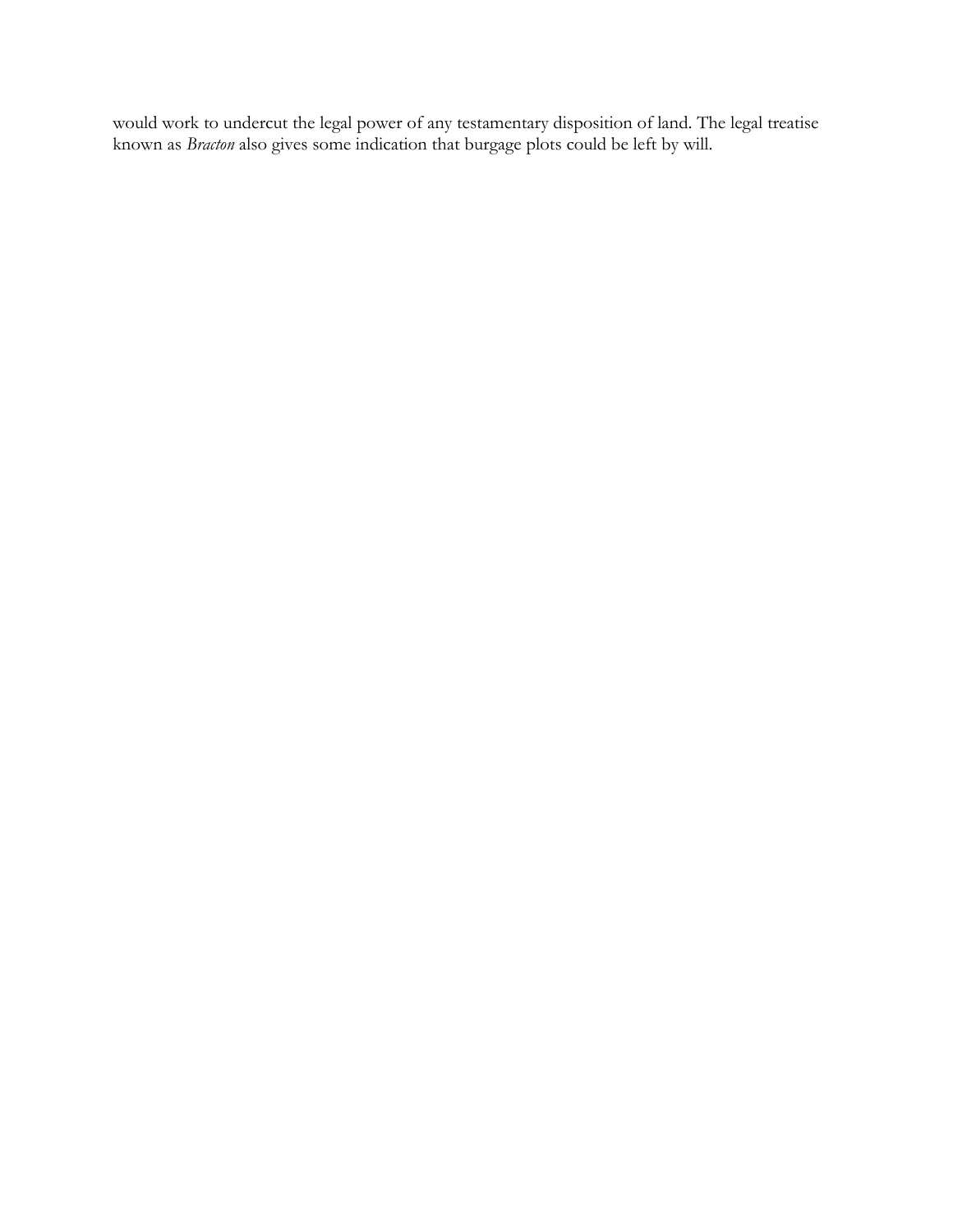would work to undercut the legal power of any testamentary disposition of land. The legal treatise known as *Bracton* also gives some indication that burgage plots could be left by will.